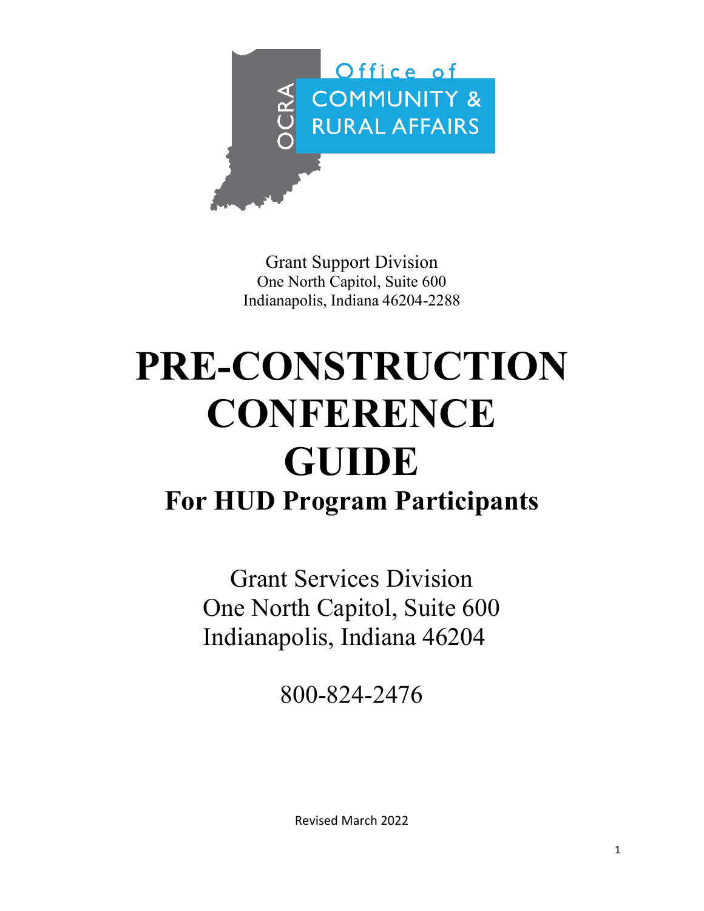OCRA Office of COMMUNITY & RURAL AFFAIRS

Grant Support Division
One North Capitol, Suite 600
Indianapolis, Indiana 46204-2288

# PRE-CONSTRUCTION CONFERENCE GUIDE

## For HUD Program Participants

Grant Services Division
One North Capitol, Suite 600
Indianapolis, Indiana 46204

800-824-2476

Revised March 2022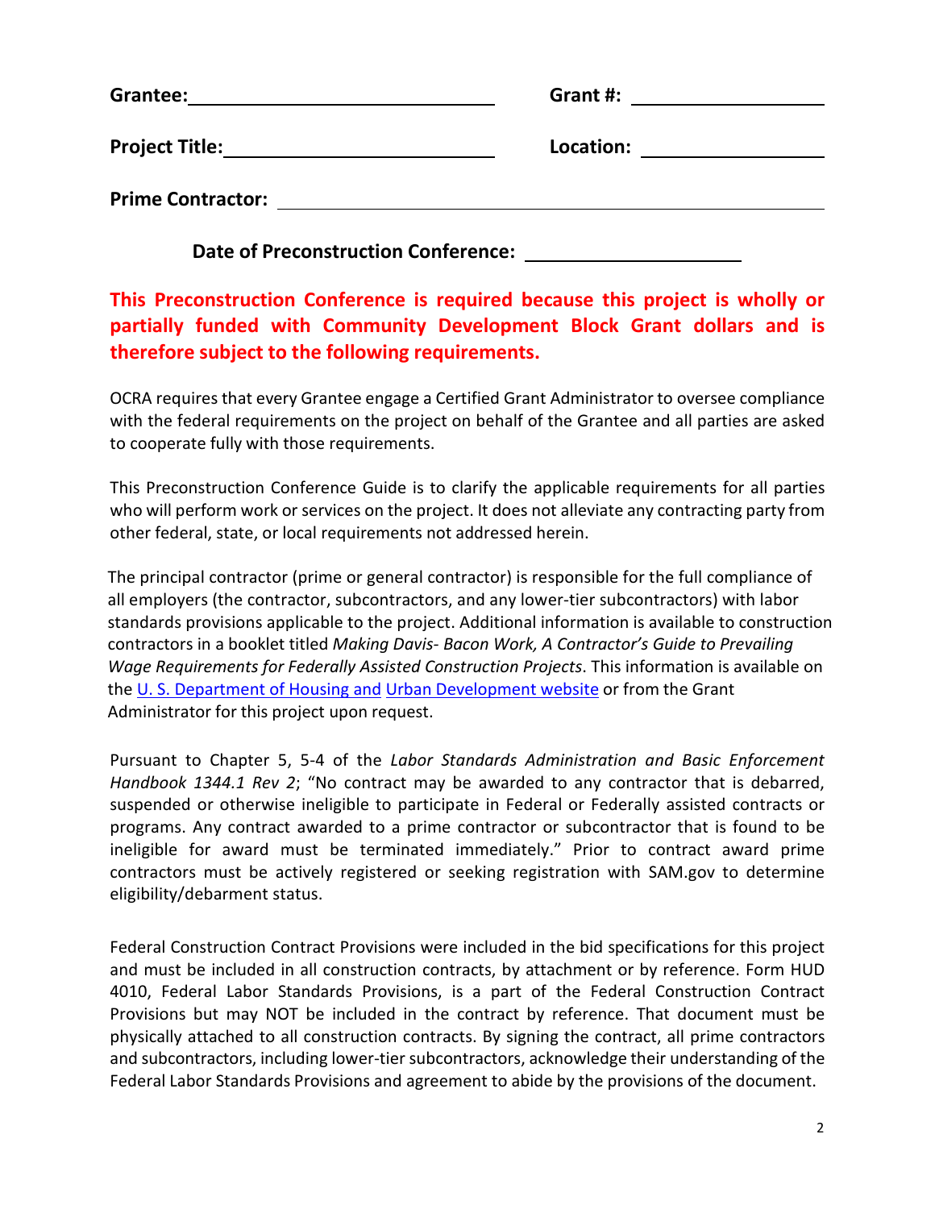**Grantee:** ______________________________ **Grant #:** ________________

**Project Title:** __________________________ **Location:** ________________

**Prime Contractor:** ______________________________________________

**Date of Preconstruction Conference:** ____________________

**This Preconstruction Conference is required because this project is wholly or partially funded with Community Development Block Grant dollars and is therefore subject to the following requirements.**

OCRA requires that every Grantee engage a Certified Grant Administrator to oversee compliance with the federal requirements on the project on behalf of the Grantee and all parties are asked to cooperate fully with those requirements.

This Preconstruction Conference Guide is to clarify the applicable requirements for all parties who will perform work or services on the project. It does not alleviate any contracting party from other federal, state, or local requirements not addressed herein.

The principal contractor (prime or general contractor) is responsible for the full compliance of all employers (the contractor, subcontractors, and any lower-tier subcontractors) with labor standards provisions applicable to the project. Additional information is available to construction contractors in a booklet titled *Making Davis- Bacon Work, A Contractor's Guide to Prevailing Wage Requirements for Federally Assisted Construction Projects*. This information is available on the U. S. Department of Housing and Urban Development website or from the Grant Administrator for this project upon request.

Pursuant to Chapter 5, 5-4 of the *Labor Standards Administration and Basic Enforcement Handbook 1344.1 Rev 2*; "No contract may be awarded to any contractor that is debarred, suspended or otherwise ineligible to participate in Federal or Federally assisted contracts or programs. Any contract awarded to a prime contractor or subcontractor that is found to be ineligible for award must be terminated immediately." Prior to contract award prime contractors must be actively registered or seeking registration with SAM.gov to determine eligibility/debarment status.

Federal Construction Contract Provisions were included in the bid specifications for this project and must be included in all construction contracts, by attachment or by reference. Form HUD 4010, Federal Labor Standards Provisions, is a part of the Federal Construction Contract Provisions but may NOT be included in the contract by reference. That document must be physically attached to all construction contracts. By signing the contract, all prime contractors and subcontractors, including lower-tier subcontractors, acknowledge their understanding of the Federal Labor Standards Provisions and agreement to abide by the provisions of the document.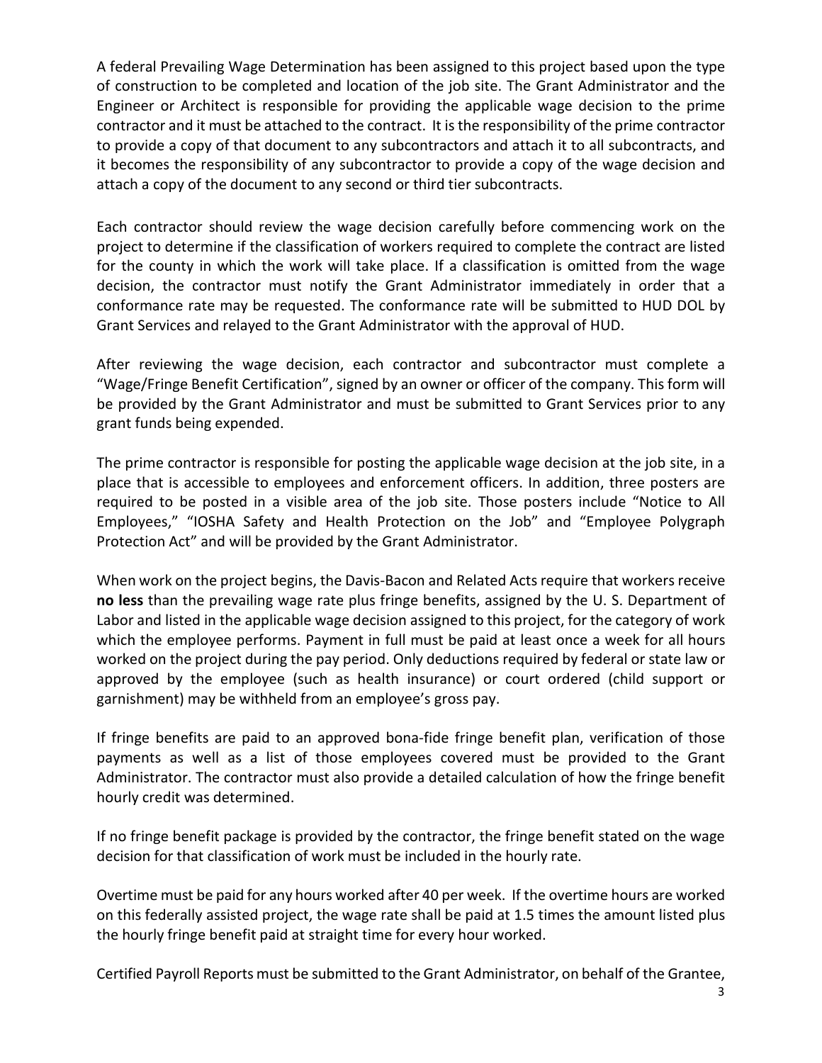A federal Prevailing Wage Determination has been assigned to this project based upon the type of construction to be completed and location of the job site. The Grant Administrator and the Engineer or Architect is responsible for providing the applicable wage decision to the prime contractor and it must be attached to the contract. It is the responsibility of the prime contractor to provide a copy of that document to any subcontractors and attach it to all subcontracts, and it becomes the responsibility of any subcontractor to provide a copy of the wage decision and attach a copy of the document to any second or third tier subcontracts.

Each contractor should review the wage decision carefully before commencing work on the project to determine if the classification of workers required to complete the contract are listed for the county in which the work will take place. If a classification is omitted from the wage decision, the contractor must notify the Grant Administrator immediately in order that a conformance rate may be requested. The conformance rate will be submitted to HUD DOL by Grant Services and relayed to the Grant Administrator with the approval of HUD.

After reviewing the wage decision, each contractor and subcontractor must complete a "Wage/Fringe Benefit Certification", signed by an owner or officer of the company. This form will be provided by the Grant Administrator and must be submitted to Grant Services prior to any grant funds being expended.

The prime contractor is responsible for posting the applicable wage decision at the job site, in a place that is accessible to employees and enforcement officers. In addition, three posters are required to be posted in a visible area of the job site. Those posters include "Notice to All Employees," "IOSHA Safety and Health Protection on the Job" and "Employee Polygraph Protection Act" and will be provided by the Grant Administrator.

When work on the project begins, the Davis-Bacon and Related Acts require that workers receive **no less** than the prevailing wage rate plus fringe benefits, assigned by the U. S. Department of Labor and listed in the applicable wage decision assigned to this project, for the category of work which the employee performs. Payment in full must be paid at least once a week for all hours worked on the project during the pay period. Only deductions required by federal or state law or approved by the employee (such as health insurance) or court ordered (child support or garnishment) may be withheld from an employee's gross pay.

If fringe benefits are paid to an approved bona-fide fringe benefit plan, verification of those payments as well as a list of those employees covered must be provided to the Grant Administrator. The contractor must also provide a detailed calculation of how the fringe benefit hourly credit was determined.

If no fringe benefit package is provided by the contractor, the fringe benefit stated on the wage decision for that classification of work must be included in the hourly rate.

Overtime must be paid for any hours worked after 40 per week. If the overtime hours are worked on this federally assisted project, the wage rate shall be paid at 1.5 times the amount listed plus the hourly fringe benefit paid at straight time for every hour worked.

Certified Payroll Reports must be submitted to the Grant Administrator, on behalf of the Grantee,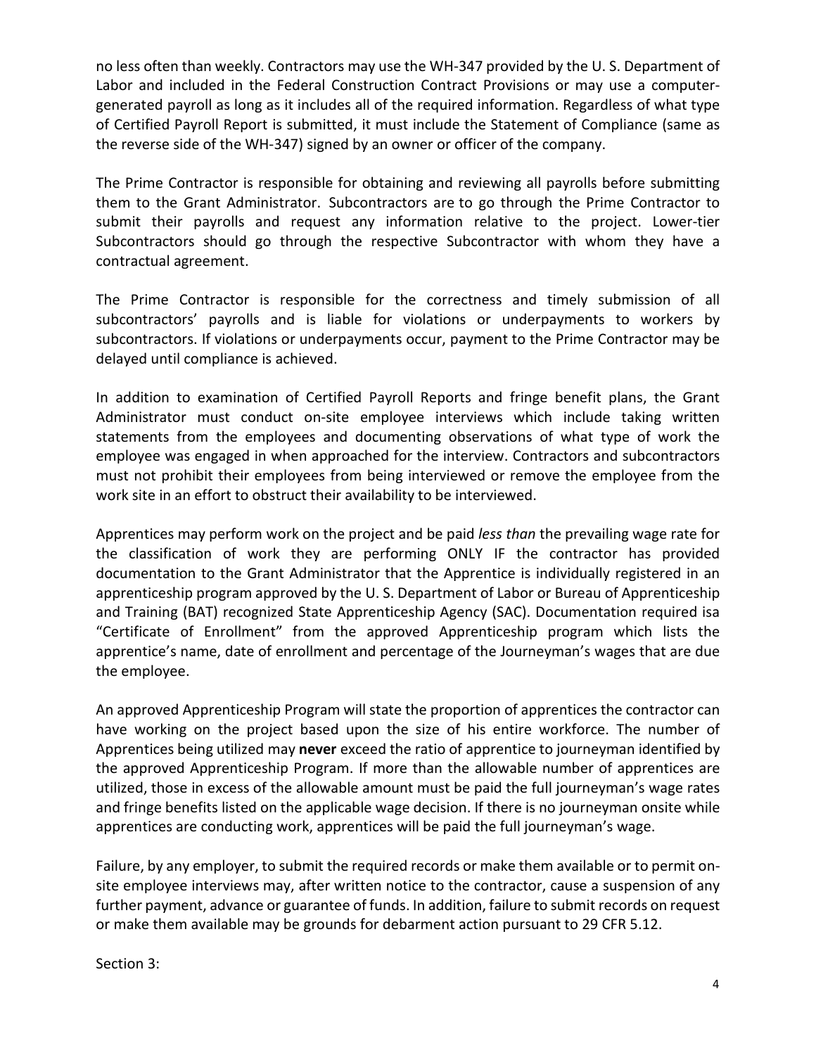no less often than weekly. Contractors may use the WH-347 provided by the U. S. Department of Labor and included in the Federal Construction Contract Provisions or may use a computer-generated payroll as long as it includes all of the required information. Regardless of what type of Certified Payroll Report is submitted, it must include the Statement of Compliance (same as the reverse side of the WH-347) signed by an owner or officer of the company.

The Prime Contractor is responsible for obtaining and reviewing all payrolls before submitting them to the Grant Administrator. Subcontractors are to go through the Prime Contractor to submit their payrolls and request any information relative to the project. Lower-tier Subcontractors should go through the respective Subcontractor with whom they have a contractual agreement.

The Prime Contractor is responsible for the correctness and timely submission of all subcontractors' payrolls and is liable for violations or underpayments to workers by subcontractors. If violations or underpayments occur, payment to the Prime Contractor may be delayed until compliance is achieved.

In addition to examination of Certified Payroll Reports and fringe benefit plans, the Grant Administrator must conduct on-site employee interviews which include taking written statements from the employees and documenting observations of what type of work the employee was engaged in when approached for the interview. Contractors and subcontractors must not prohibit their employees from being interviewed or remove the employee from the work site in an effort to obstruct their availability to be interviewed.

Apprentices may perform work on the project and be paid *less than* the prevailing wage rate for the classification of work they are performing ONLY IF the contractor has provided documentation to the Grant Administrator that the Apprentice is individually registered in an apprenticeship program approved by the U. S. Department of Labor or Bureau of Apprenticeship and Training (BAT) recognized State Apprenticeship Agency (SAC). Documentation required isa "Certificate of Enrollment" from the approved Apprenticeship program which lists the apprentice's name, date of enrollment and percentage of the Journeyman's wages that are due the employee.

An approved Apprenticeship Program will state the proportion of apprentices the contractor can have working on the project based upon the size of his entire workforce. The number of Apprentices being utilized may **never** exceed the ratio of apprentice to journeyman identified by the approved Apprenticeship Program. If more than the allowable number of apprentices are utilized, those in excess of the allowable amount must be paid the full journeyman's wage rates and fringe benefits listed on the applicable wage decision. If there is no journeyman onsite while apprentices are conducting work, apprentices will be paid the full journeyman's wage.

Failure, by any employer, to submit the required records or make them available or to permit on-site employee interviews may, after written notice to the contractor, cause a suspension of any further payment, advance or guarantee of funds. In addition, failure to submit records on request or make them available may be grounds for debarment action pursuant to 29 CFR 5.12.

Section 3: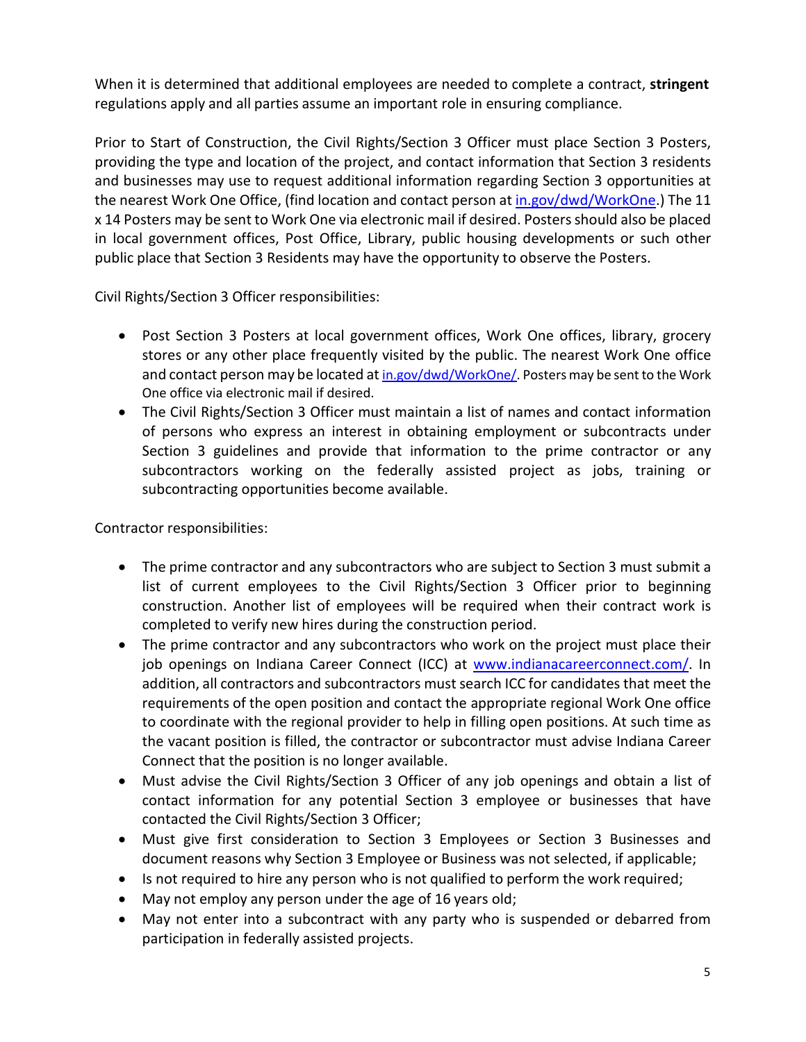When it is determined that additional employees are needed to complete a contract, **stringent** regulations apply and all parties assume an important role in ensuring compliance.

Prior to Start of Construction, the Civil Rights/Section 3 Officer must place Section 3 Posters, providing the type and location of the project, and contact information that Section 3 residents and businesses may use to request additional information regarding Section 3 opportunities at the nearest Work One Office, (find location and contact person at [in.gov/dwd/WorkOne](in.gov/dwd/WorkOne).) The 11 x 14 Posters may be sent to Work One via electronic mail if desired. Posters should also be placed in local government offices, Post Office, Library, public housing developments or such other public place that Section 3 Residents may have the opportunity to observe the Posters.

Civil Rights/Section 3 Officer responsibilities:

- Post Section 3 Posters at local government offices, Work One offices, library, grocery stores or any other place frequently visited by the public. The nearest Work One office and contact person may be located at [in.gov/dwd/WorkOne/](in.gov/dwd/WorkOne/). Posters may be sent to the Work One office via electronic mail if desired.
- The Civil Rights/Section 3 Officer must maintain a list of names and contact information of persons who express an interest in obtaining employment or subcontracts under Section 3 guidelines and provide that information to the prime contractor or any subcontractors working on the federally assisted project as jobs, training or subcontracting opportunities become available.

Contractor responsibilities:

- The prime contractor and any subcontractors who are subject to Section 3 must submit a list of current employees to the Civil Rights/Section 3 Officer prior to beginning construction. Another list of employees will be required when their contract work is completed to verify new hires during the construction period.
- The prime contractor and any subcontractors who work on the project must place their job openings on Indiana Career Connect (ICC) at [www.indianacareerconnect.com/](www.indianacareerconnect.com/). In addition, all contractors and subcontractors must search ICC for candidates that meet the requirements of the open position and contact the appropriate regional Work One office to coordinate with the regional provider to help in filling open positions. At such time as the vacant position is filled, the contractor or subcontractor must advise Indiana Career Connect that the position is no longer available.
- Must advise the Civil Rights/Section 3 Officer of any job openings and obtain a list of contact information for any potential Section 3 employee or businesses that have contacted the Civil Rights/Section 3 Officer;
- Must give first consideration to Section 3 Employees or Section 3 Businesses and document reasons why Section 3 Employee or Business was not selected, if applicable;
- Is not required to hire any person who is not qualified to perform the work required;
- May not employ any person under the age of 16 years old;
- May not enter into a subcontract with any party who is suspended or debarred from participation in federally assisted projects.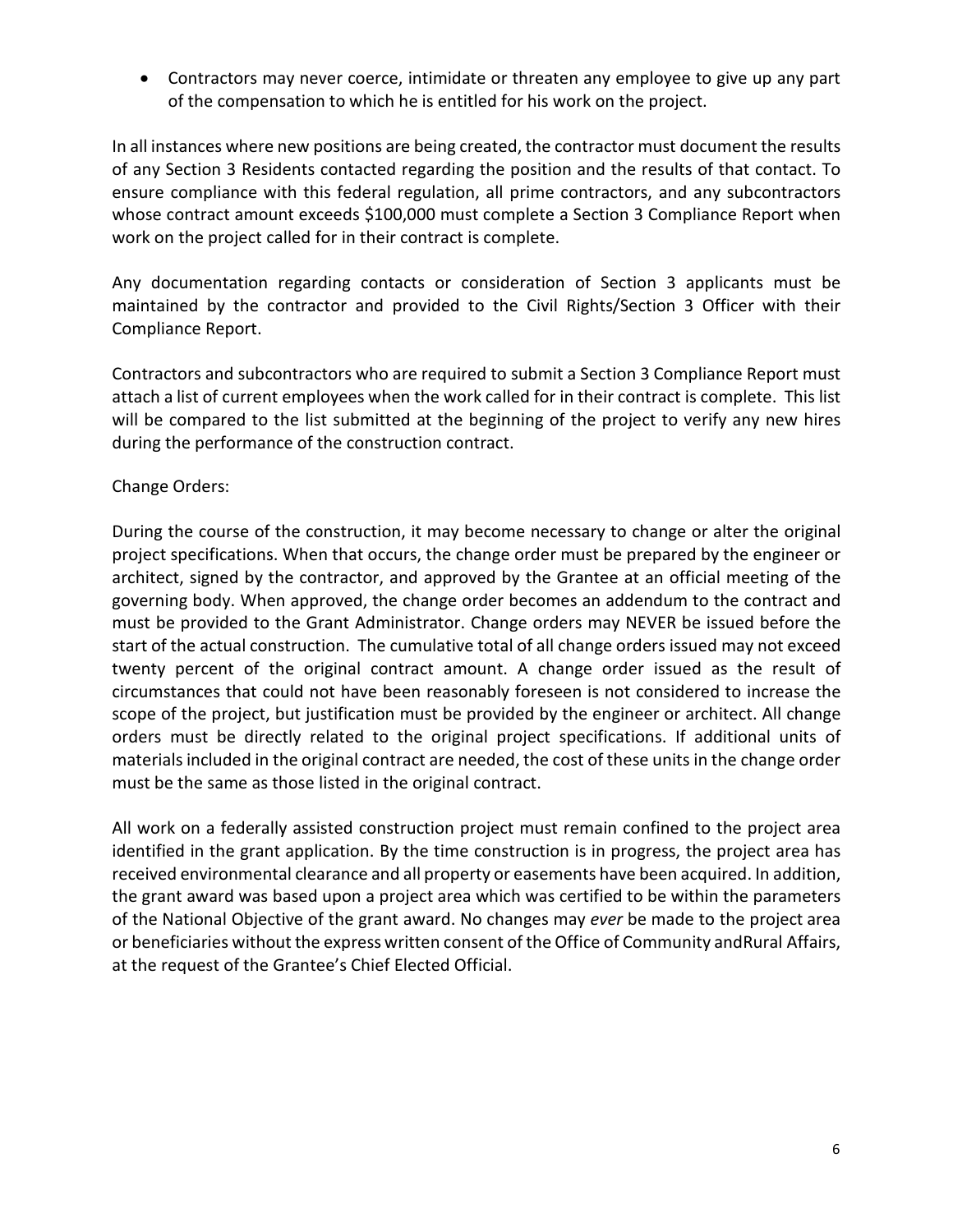- Contractors may never coerce, intimidate or threaten any employee to give up any part of the compensation to which he is entitled for his work on the project.

In all instances where new positions are being created, the contractor must document the results of any Section 3 Residents contacted regarding the position and the results of that contact. To ensure compliance with this federal regulation, all prime contractors, and any subcontractors whose contract amount exceeds $100,000 must complete a Section 3 Compliance Report when work on the project called for in their contract is complete.

Any documentation regarding contacts or consideration of Section 3 applicants must be maintained by the contractor and provided to the Civil Rights/Section 3 Officer with their Compliance Report.

Contractors and subcontractors who are required to submit a Section 3 Compliance Report must attach a list of current employees when the work called for in their contract is complete. This list will be compared to the list submitted at the beginning of the project to verify any new hires during the performance of the construction contract.

Change Orders:

During the course of the construction, it may become necessary to change or alter the original project specifications. When that occurs, the change order must be prepared by the engineer or architect, signed by the contractor, and approved by the Grantee at an official meeting of the governing body. When approved, the change order becomes an addendum to the contract and must be provided to the Grant Administrator. Change orders may NEVER be issued before the start of the actual construction. The cumulative total of all change orders issued may not exceed twenty percent of the original contract amount. A change order issued as the result of circumstances that could not have been reasonably foreseen is not considered to increase the scope of the project, but justification must be provided by the engineer or architect. All change orders must be directly related to the original project specifications. If additional units of materials included in the original contract are needed, the cost of these units in the change order must be the same as those listed in the original contract.

All work on a federally assisted construction project must remain confined to the project area identified in the grant application. By the time construction is in progress, the project area has received environmental clearance and all property or easements have been acquired. In addition, the grant award was based upon a project area which was certified to be within the parameters of the National Objective of the grant award. No changes may *ever* be made to the project area or beneficiaries without the express written consent of the Office of Community andRural Affairs, at the request of the Grantee's Chief Elected Official.